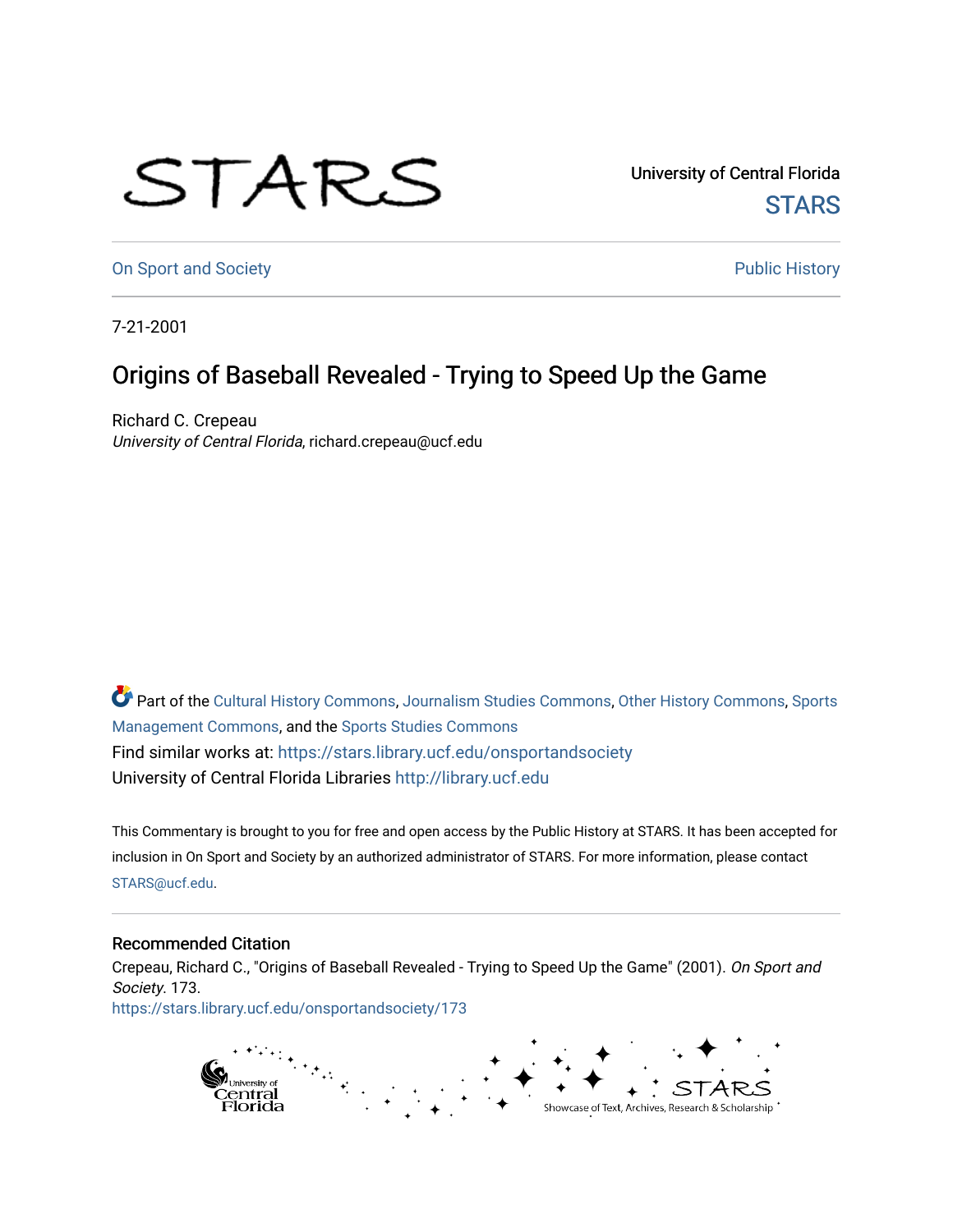University of Central Florida

STARS

On Sport and Society

Public History

7-21-2001

# Origins of Baseball Revealed - Trying to Speed Up the Game

Richard C. Crepeau
*University of Central Florida*, richard.crepeau@ucf.edu

Part of the Cultural History Commons, Journalism Studies Commons, Other History Commons, Sports Management Commons, and the Sports Studies Commons

Find similar works at: https://stars.library.ucf.edu/onsportandsociety

University of Central Florida Libraries http://library.ucf.edu

This Commentary is brought to you for free and open access by the Public History at STARS. It has been accepted for inclusion in On Sport and Society by an authorized administrator of STARS. For more information, please contact STARS@ucf.edu.

## Recommended Citation

Crepeau, Richard C., "Origins of Baseball Revealed - Trying to Speed Up the Game" (2001). *On Sport and Society*. 173.
https://stars.library.ucf.edu/onsportandsociety/173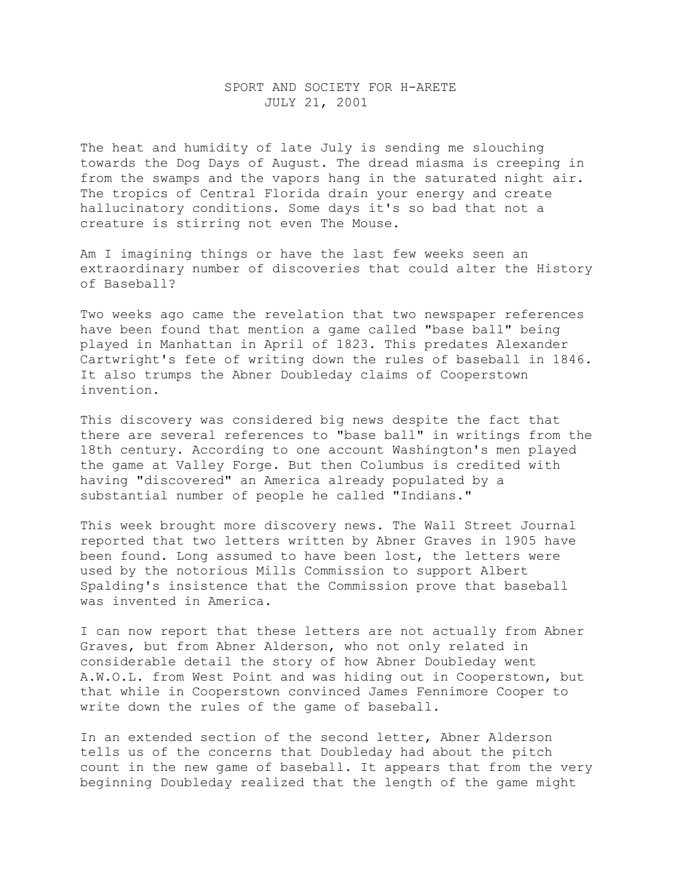# SPORT AND SOCIETY FOR H-ARETE
## JULY 21, 2001

The heat and humidity of late July is sending me slouching towards the Dog Days of August. The dread miasma is creeping in from the swamps and the vapors hang in the saturated night air. The tropics of Central Florida drain your energy and create hallucinatory conditions. Some days it's so bad that not a creature is stirring not even The Mouse.

Am I imagining things or have the last few weeks seen an extraordinary number of discoveries that could alter the History of Baseball?

Two weeks ago came the revelation that two newspaper references have been found that mention a game called "base ball" being played in Manhattan in April of 1823. This predates Alexander Cartwright's fete of writing down the rules of baseball in 1846. It also trumps the Abner Doubleday claims of Cooperstown invention.

This discovery was considered big news despite the fact that there are several references to "base ball" in writings from the 18th century. According to one account Washington's men played the game at Valley Forge. But then Columbus is credited with having "discovered" an America already populated by a substantial number of people he called "Indians."

This week brought more discovery news. The Wall Street Journal reported that two letters written by Abner Graves in 1905 have been found. Long assumed to have been lost, the letters were used by the notorious Mills Commission to support Albert Spalding's insistence that the Commission prove that baseball was invented in America.

I can now report that these letters are not actually from Abner Graves, but from Abner Alderson, who not only related in considerable detail the story of how Abner Doubleday went A.W.O.L. from West Point and was hiding out in Cooperstown, but that while in Cooperstown convinced James Fennimore Cooper to write down the rules of the game of baseball.

In an extended section of the second letter, Abner Alderson tells us of the concerns that Doubleday had about the pitch count in the new game of baseball. It appears that from the very beginning Doubleday realized that the length of the game might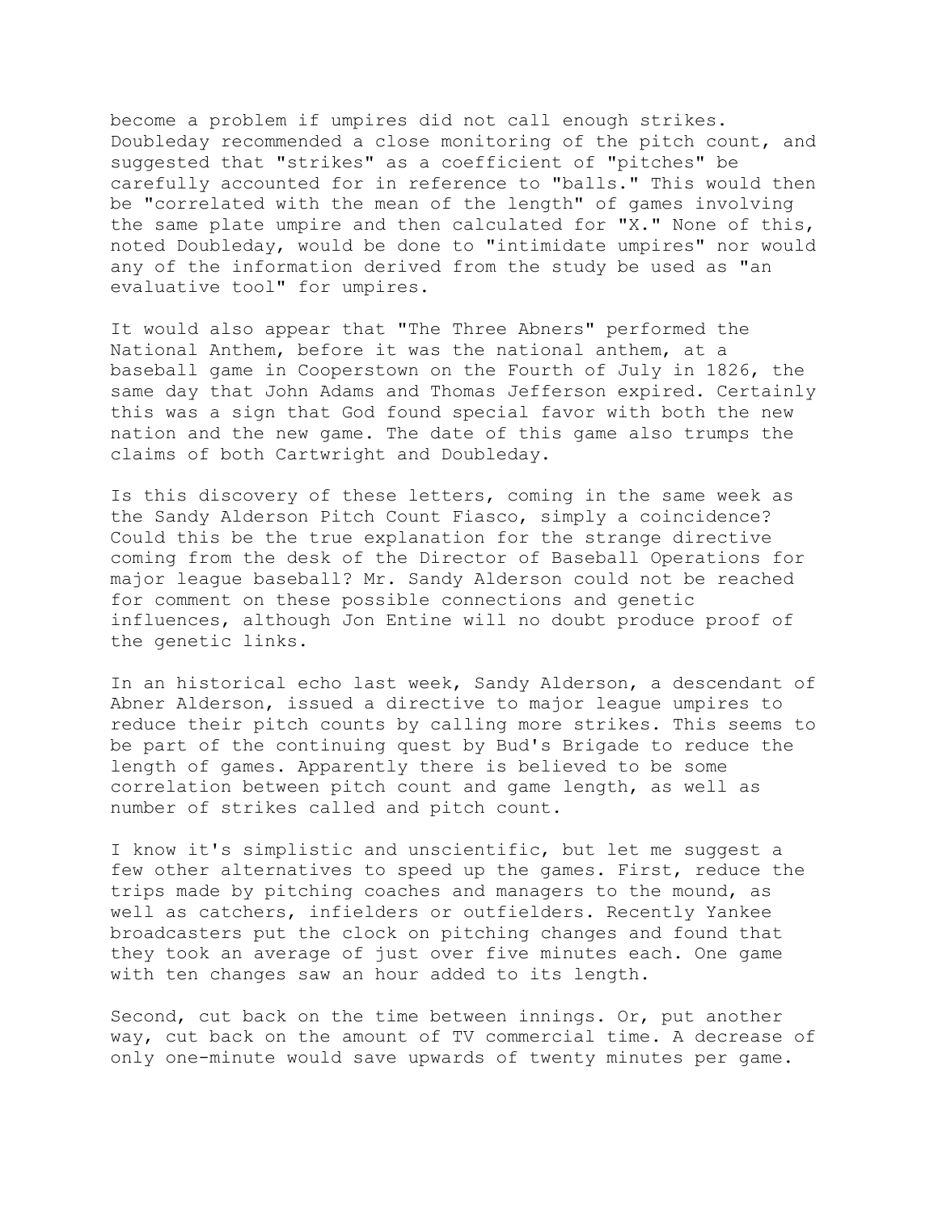become a problem if umpires did not call enough strikes. Doubleday recommended a close monitoring of the pitch count, and suggested that "strikes" as a coefficient of "pitches" be carefully accounted for in reference to "balls." This would then be "correlated with the mean of the length" of games involving the same plate umpire and then calculated for "X." None of this, noted Doubleday, would be done to "intimidate umpires" nor would any of the information derived from the study be used as "an evaluative tool" for umpires.

It would also appear that "The Three Abners" performed the National Anthem, before it was the national anthem, at a baseball game in Cooperstown on the Fourth of July in 1826, the same day that John Adams and Thomas Jefferson expired. Certainly this was a sign that God found special favor with both the new nation and the new game. The date of this game also trumps the claims of both Cartwright and Doubleday.

Is this discovery of these letters, coming in the same week as the Sandy Alderson Pitch Count Fiasco, simply a coincidence? Could this be the true explanation for the strange directive coming from the desk of the Director of Baseball Operations for major league baseball? Mr. Sandy Alderson could not be reached for comment on these possible connections and genetic influences, although Jon Entine will no doubt produce proof of the genetic links.

In an historical echo last week, Sandy Alderson, a descendant of Abner Alderson, issued a directive to major league umpires to reduce their pitch counts by calling more strikes. This seems to be part of the continuing quest by Bud's Brigade to reduce the length of games. Apparently there is believed to be some correlation between pitch count and game length, as well as number of strikes called and pitch count.

I know it's simplistic and unscientific, but let me suggest a few other alternatives to speed up the games. First, reduce the trips made by pitching coaches and managers to the mound, as well as catchers, infielders or outfielders. Recently Yankee broadcasters put the clock on pitching changes and found that they took an average of just over five minutes each. One game with ten changes saw an hour added to its length.

Second, cut back on the time between innings. Or, put another way, cut back on the amount of TV commercial time. A decrease of only one-minute would save upwards of twenty minutes per game.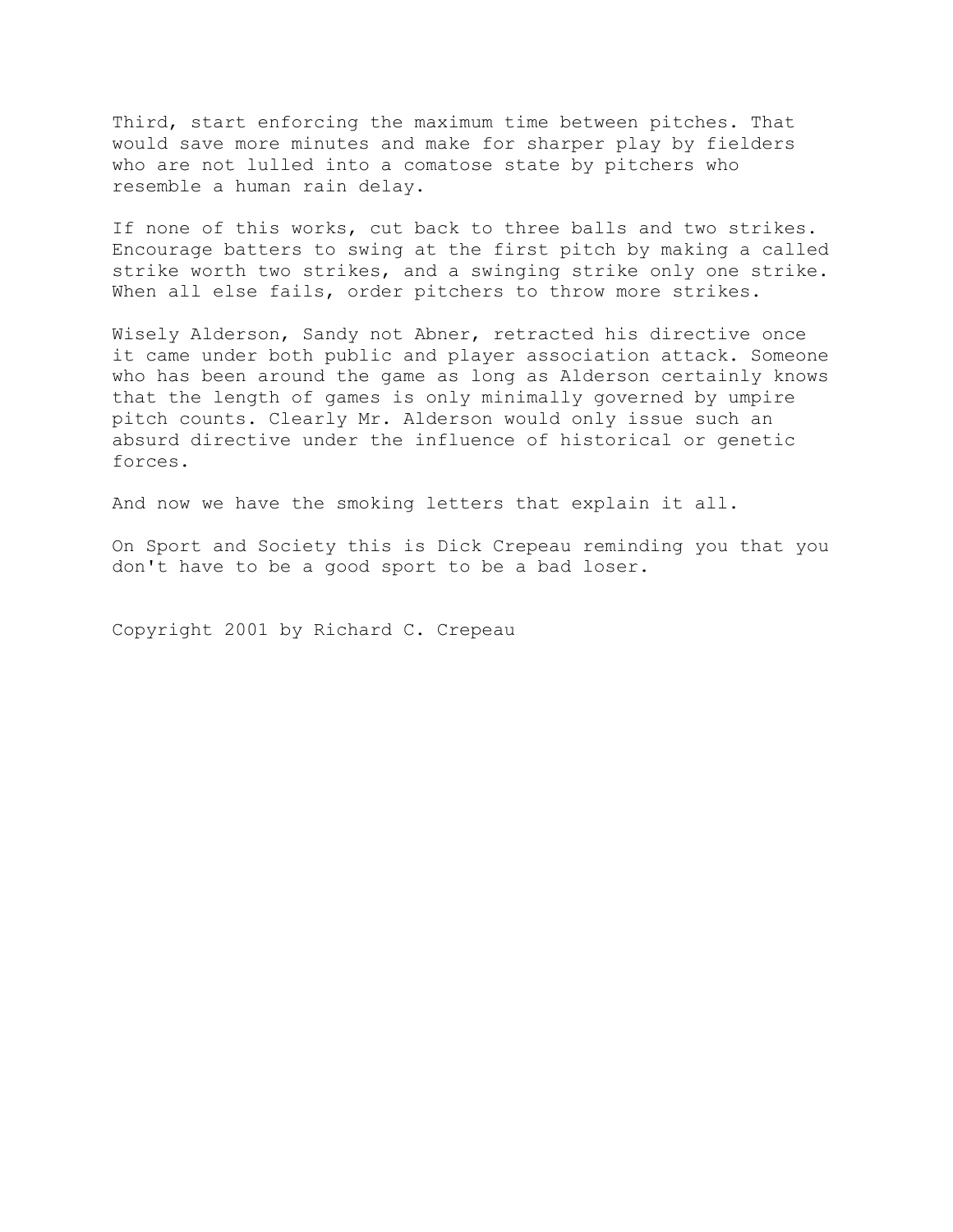Third, start enforcing the maximum time between pitches. That would save more minutes and make for sharper play by fielders who are not lulled into a comatose state by pitchers who resemble a human rain delay.

If none of this works, cut back to three balls and two strikes. Encourage batters to swing at the first pitch by making a called strike worth two strikes, and a swinging strike only one strike. When all else fails, order pitchers to throw more strikes.

Wisely Alderson, Sandy not Abner, retracted his directive once it came under both public and player association attack. Someone who has been around the game as long as Alderson certainly knows that the length of games is only minimally governed by umpire pitch counts. Clearly Mr. Alderson would only issue such an absurd directive under the influence of historical or genetic forces.

And now we have the smoking letters that explain it all.

On Sport and Society this is Dick Crepeau reminding you that you don't have to be a good sport to be a bad loser.

Copyright 2001 by Richard C. Crepeau